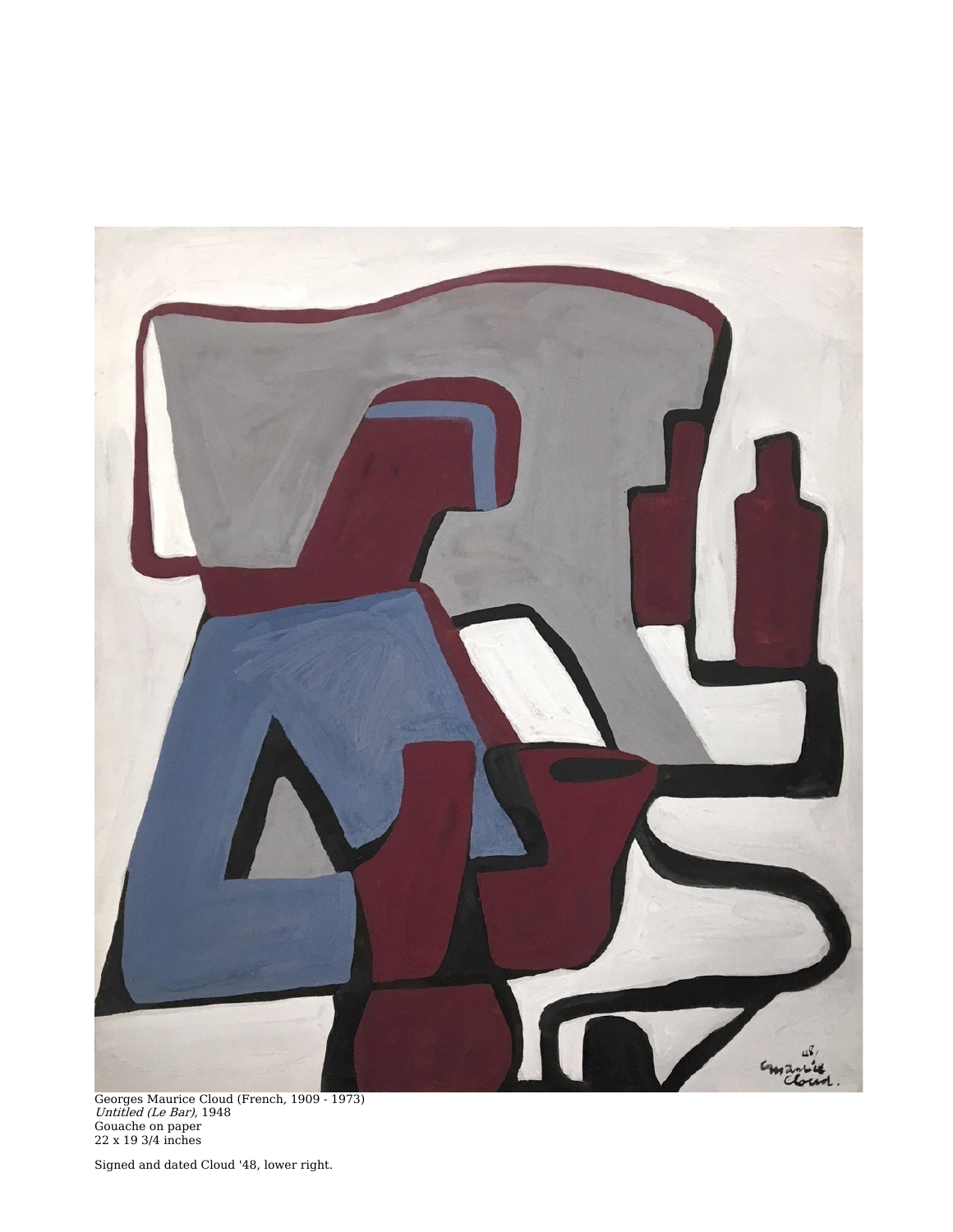Georges Maurice Cloud (French, 1909 - 1973)
*Untitled (Le Bar)*, 1948
Gouache on paper
22 x 19 3/4 inches

Signed and dated Cloud '48, lower right.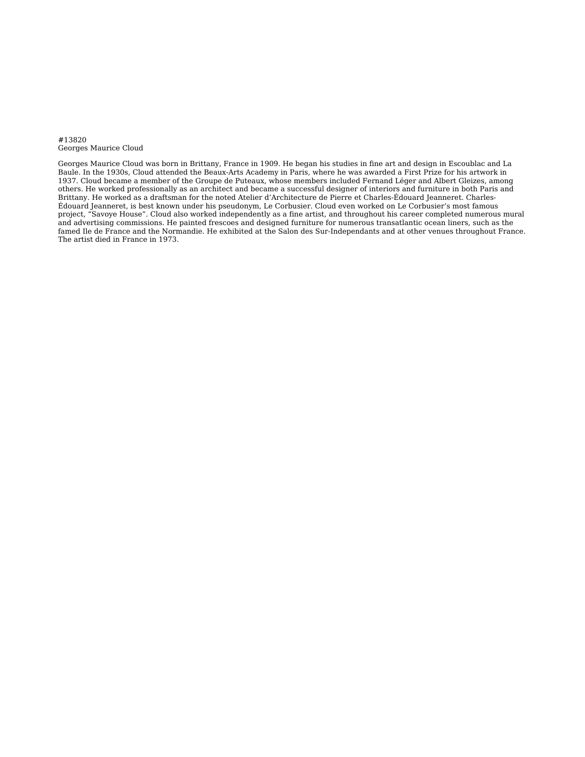#13820
Georges Maurice Cloud

Georges Maurice Cloud was born in Brittany, France in 1909. He began his studies in fine art and design in Escoublac and La Baule. In the 1930s, Cloud attended the Beaux-Arts Academy in Paris, where he was awarded a First Prize for his artwork in 1937. Cloud became a member of the Groupe de Puteaux, whose members included Fernand Léger and Albert Gleizes, among others. He worked professionally as an architect and became a successful designer of interiors and furniture in both Paris and Brittany. He worked as a draftsman for the noted Atelier d'Architecture de Pierre et Charles-Édouard Jeanneret. Charles-Édouard Jeanneret, is best known under his pseudonym, Le Corbusier. Cloud even worked on Le Corbusier's most famous project, "Savoye House". Cloud also worked independently as a fine artist, and throughout his career completed numerous mural and advertising commissions. He painted frescoes and designed furniture for numerous transatlantic ocean liners, such as the famed Ile de France and the Normandie. He exhibited at the Salon des Sur-Independants and at other venues throughout France. The artist died in France in 1973.